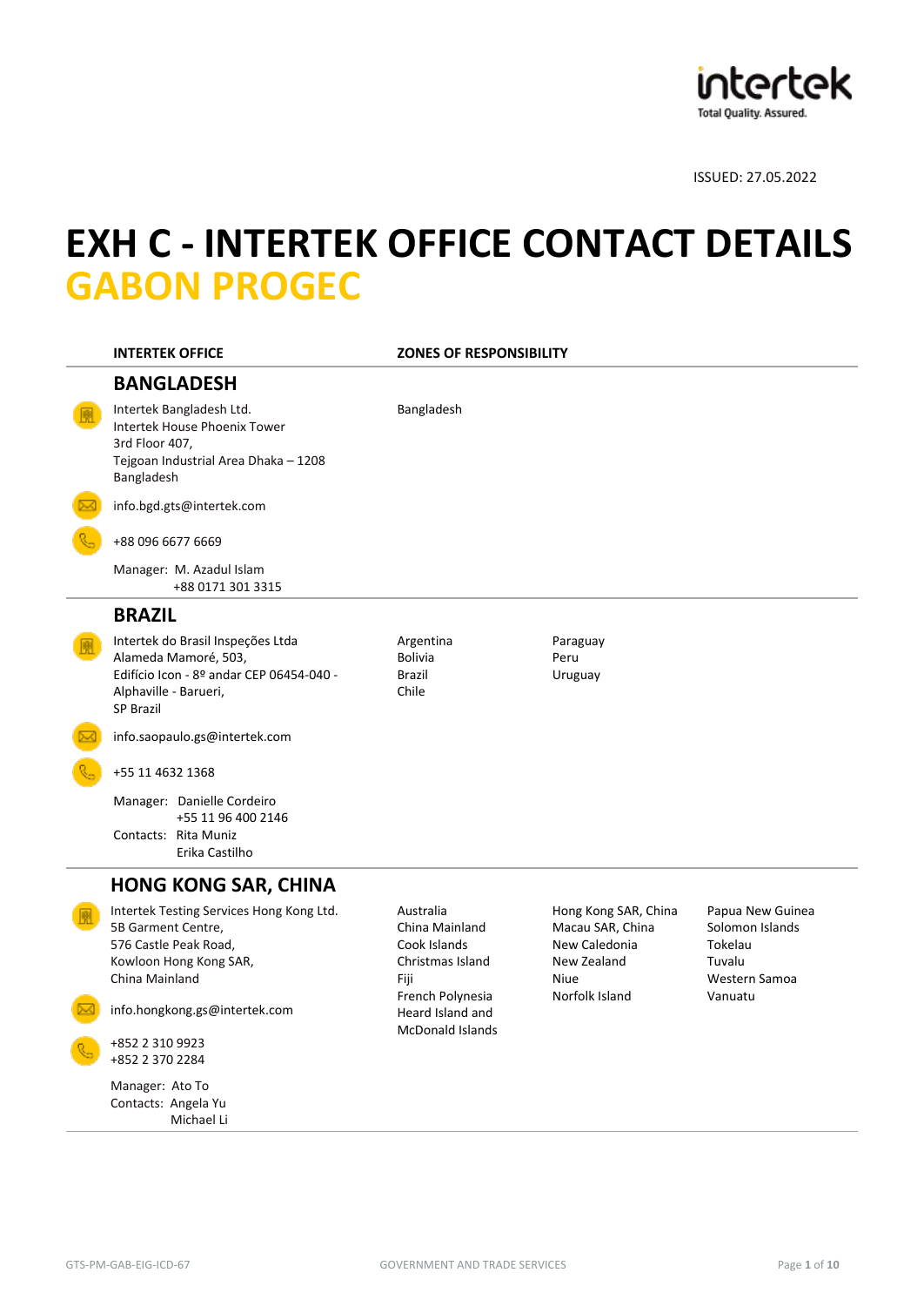ISSUED: 27.05.2022

# EXH C - INTERTEK OFFICE CONTACT DETAILS
# GABON PROGEC

| INTERTEK OFFICE | ZONES OF RESPONSIBILITY |
|---|---|
| **BANGLADESH** | |
| Intertek Bangladesh Ltd.<br>Intertek House Phoenix Tower<br>3rd Floor 407,<br>Tejgoan Industrial Area Dhaka – 1208<br>Bangladesh<br><br>info.bgd.gts@intertek.com<br><br>+88 096 6677 6669<br><br>Manager: M. Azadul Islam<br>+88 0171 301 3315 | Bangladesh |
| **BRAZIL** | |
| Intertek do Brasil Inspeções Ltda<br>Alameda Mamoré, 503,<br>Edifício Icon - 8º andar CEP 06454-040 -<br>Alphaville - Barueri,<br>SP Brazil<br><br>info.saopaulo.gs@intertek.com<br><br>+55 11 4632 1368<br><br>Manager: Danielle Cordeiro<br>+55 11 96 400 2146<br>Contacts: Rita Muniz<br>Erika Castilho | Argentina<br>Bolivia<br>Brazil<br>Chile<br>Paraguay<br>Peru<br>Uruguay |
| **HONG KONG SAR, CHINA** | |
| Intertek Testing Services Hong Kong Ltd.<br>5B Garment Centre,<br>576 Castle Peak Road,<br>Kowloon Hong Kong SAR,<br>China Mainland<br><br>info.hongkong.gs@intertek.com<br><br>+852 2 310 9923<br>+852 2 370 2284<br><br>Manager: Ato To<br>Contacts: Angela Yu<br>Michael Li | Australia<br>China Mainland<br>Cook Islands<br>Christmas Island<br>Fiji<br>French Polynesia<br>Heard Island and McDonald Islands<br>Hong Kong SAR, China<br>Macau SAR, China<br>New Caledonia<br>New Zealand<br>Niue<br>Norfolk Island<br>Papua New Guinea<br>Solomon Islands<br>Tokelau<br>Tuvalu<br>Western Samoa<br>Vanuatu |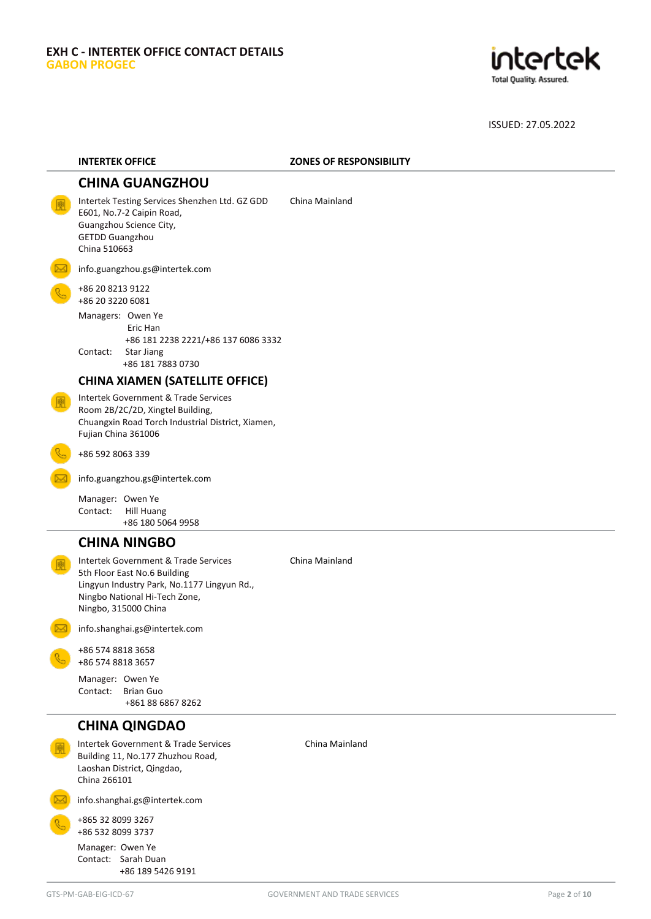**EXH C - INTERTEK OFFICE CONTACT DETAILS**
**GABON PROGEC**

ISSUED: 27.05.2022

| INTERTEK OFFICE | ZONES OF RESPONSIBILITY |
|---|---|

## CHINA GUANGZHOU

Zones of responsibility: China Mainland

Intertek Testing Services Shenzhen Ltd. GZ GDD
E601, No.7-2 Caipin Road,
Guangzhou Science City,
GETDD Guangzhou
China 510663

info.guangzhou.gs@intertek.com

+86 20 8213 9122
+86 20 3220 6081

Managers: Owen Ye
Eric Han
+86 181 2238 2221/+86 137 6086 3332
Contact: Star Jiang
+86 181 7883 0730

## CHINA XIAMEN (SATELLITE OFFICE)

Intertek Government & Trade Services
Room 2B/2C/2D, Xingtel Building,
Chuangxin Road Torch Industrial District, Xiamen,
Fujian China 361006

+86 592 8063 339

info.guangzhou.gs@intertek.com

Manager: Owen Ye
Contact: Hill Huang
+86 180 5064 9958

## CHINA NINGBO

Zones of responsibility: China Mainland

Intertek Government & Trade Services
5th Floor East No.6 Building
Lingyun Industry Park, No.1177 Lingyun Rd.,
Ningbo National Hi-Tech Zone,
Ningbo, 315000 China

info.shanghai.gs@intertek.com

+86 574 8818 3658
+86 574 8818 3657

Manager: Owen Ye
Contact: Brian Guo
+861 88 6867 8262

## CHINA QINGDAO

Zones of responsibility: China Mainland

Intertek Government & Trade Services
Building 11, No.177 Zhuzhou Road,
Laoshan District, Qingdao,
China 266101

info.shanghai.gs@intertek.com

+865 32 8099 3267
+86 532 8099 3737

Manager: Owen Ye
Contact: Sarah Duan
+86 189 5426 9191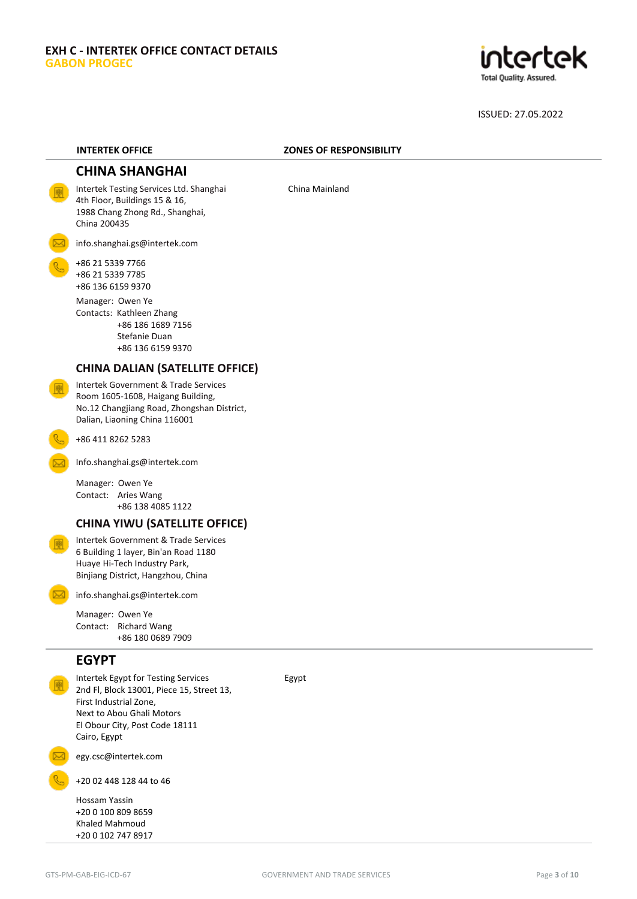**EXH C - INTERTEK OFFICE CONTACT DETAILS**
**GABON PROGEC**

ISSUED: 27.05.2022

| INTERTEK OFFICE | ZONES OF RESPONSIBILITY |
|---|---|
| **CHINA SHANGHAI**<br>Intertek Testing Services Ltd. Shanghai<br>4th Floor, Buildings 15 & 16,<br>1988 Chang Zhong Rd., Shanghai,<br>China 200435<br>info.shanghai.gs@intertek.com<br>+86 21 5339 7766<br>+86 21 5339 7785<br>+86 136 6159 9370<br>Manager: Owen Ye<br>Contacts: Kathleen Zhang<br>+86 186 1689 7156<br>Stefanie Duan<br>+86 136 6159 9370<br>**CHINA DALIAN (SATELLITE OFFICE)**<br>Intertek Government & Trade Services<br>Room 1605-1608, Haigang Building,<br>No.12 Changjiang Road, Zhongshan District,<br>Dalian, Liaoning China 116001<br>+86 411 8262 5283<br>Info.shanghai.gs@intertek.com<br>Manager: Owen Ye<br>Contact: Aries Wang<br>+86 138 4085 1122<br>**CHINA YIWU (SATELLITE OFFICE)**<br>Intertek Government & Trade Services<br>6 Building 1 layer, Bin'an Road 1180<br>Huaye Hi-Tech Industry Park,<br>Binjiang District, Hangzhou, China<br>info.shanghai.gs@intertek.com<br>Manager: Owen Ye<br>Contact: Richard Wang<br>+86 180 0689 7909 | China Mainland |
| **EGYPT**<br>Intertek Egypt for Testing Services<br>2nd Fl, Block 13001, Piece 15, Street 13,<br>First Industrial Zone,<br>Next to Abou Ghali Motors<br>El Obour City, Post Code 18111<br>Cairo, Egypt<br>egy.csc@intertek.com<br>+20 02 448 128 44 to 46<br>Hossam Yassin<br>+20 0 100 809 8659<br>Khaled Mahmoud<br>+20 0 102 747 8917 | Egypt |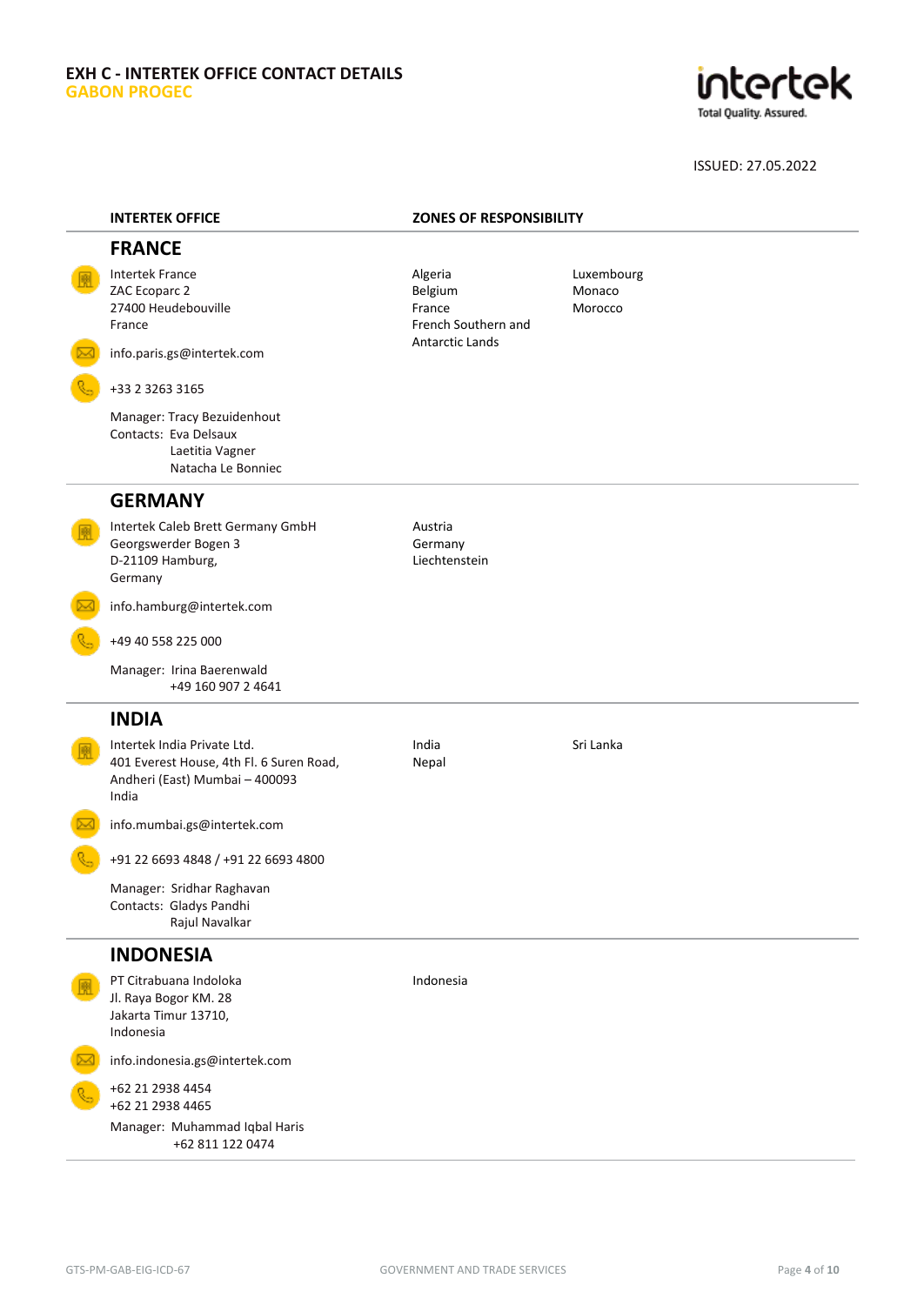**EXH C - INTERTEK OFFICE CONTACT DETAILS**
**GABON PROGEC**

ISSUED: 27.05.2022

| INTERTEK OFFICE | ZONES OF RESPONSIBILITY | |
|---|---|---|
| **FRANCE** | | |
| Intertek France<br>ZAC Ecoparc 2<br>27400 Heudebouville<br>France<br><br>info.paris.gs@intertek.com<br><br>+33 2 3263 3165<br><br>Manager: Tracy Bezuidenhout<br>Contacts: Eva Delsaux<br>Laetitia Vagner<br>Natacha Le Bonniec | Algeria<br>Belgium<br>France<br>French Southern and Antarctic Lands | Luxembourg<br>Monaco<br>Morocco |
| **GERMANY** | | |
| Intertek Caleb Brett Germany GmbH<br>Georgswerder Bogen 3<br>D-21109 Hamburg,<br>Germany<br><br>info.hamburg@intertek.com<br><br>+49 40 558 225 000<br><br>Manager: Irina Baerenwald<br>+49 160 907 2 4641 | Austria<br>Germany<br>Liechtenstein | |
| **INDIA** | | |
| Intertek India Private Ltd.<br>401 Everest House, 4th Fl. 6 Suren Road,<br>Andheri (East) Mumbai – 400093<br>India<br><br>info.mumbai.gs@intertek.com<br><br>+91 22 6693 4848 / +91 22 6693 4800<br><br>Manager: Sridhar Raghavan<br>Contacts: Gladys Pandhi<br>Rajul Navalkar | India<br>Nepal | Sri Lanka |
| **INDONESIA** | | |
| PT Citrabuana Indoloka<br>Jl. Raya Bogor KM. 28<br>Jakarta Timur 13710,<br>Indonesia<br><br>info.indonesia.gs@intertek.com<br><br>+62 21 2938 4454<br>+62 21 2938 4465<br><br>Manager: Muhammad Iqbal Haris<br>+62 811 122 0474 | Indonesia | |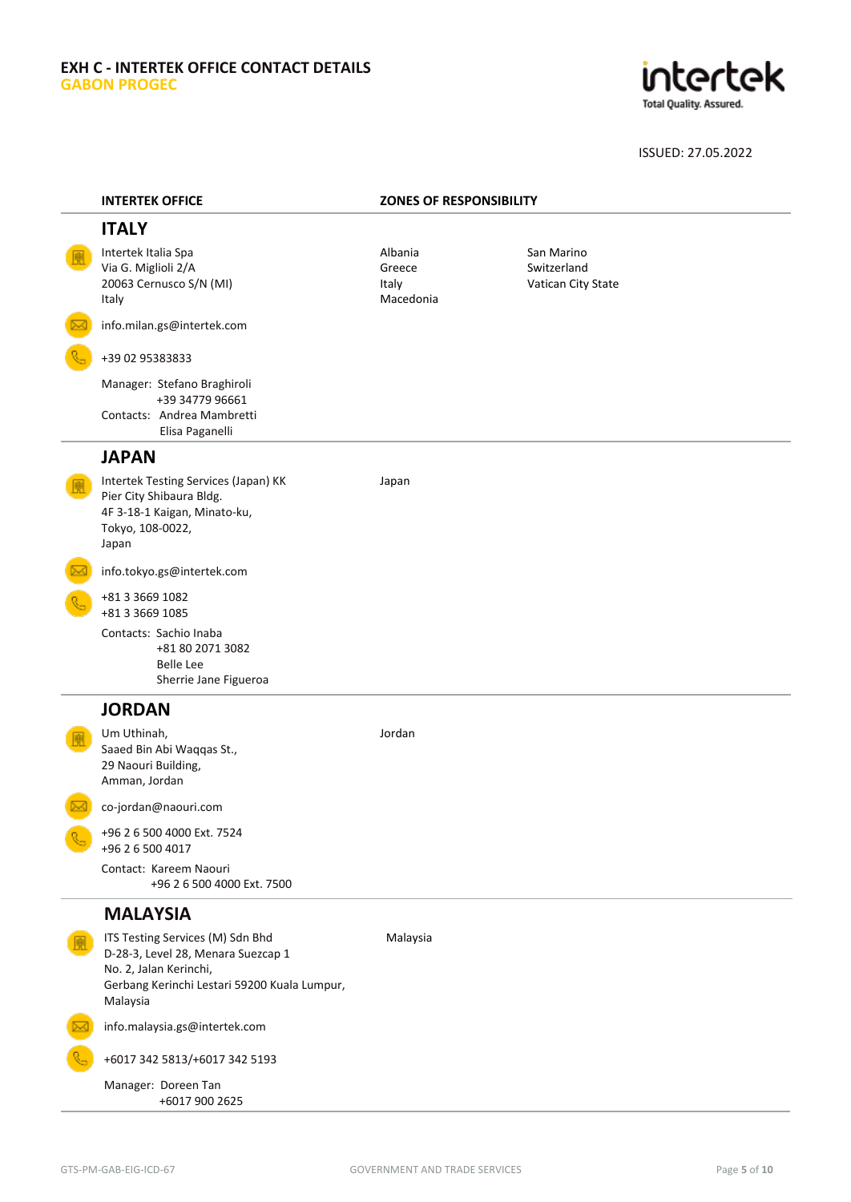**EXH C - INTERTEK OFFICE CONTACT DETAILS**
**GABON PROGEC**

ISSUED: 27.05.2022

| INTERTEK OFFICE | ZONES OF RESPONSIBILITY | |
|---|---|---|

## ITALY

Intertek Italia Spa
Via G. Miglioli 2/A
20063 Cernusco S/N (MI)
Italy

info.milan.gs@intertek.com

+39 02 95383833

Manager: Stefano Braghiroli
+39 34779 96661
Contacts: Andrea Mambretti
Elisa Paganelli

**Zones of responsibility:** Albania, Greece, Italy, Macedonia, San Marino, Switzerland, Vatican City State

## JAPAN

Intertek Testing Services (Japan) KK
Pier City Shibaura Bldg.
4F 3-18-1 Kaigan, Minato-ku,
Tokyo, 108-0022,
Japan

info.tokyo.gs@intertek.com

+81 3 3669 1082
+81 3 3669 1085

Contacts: Sachio Inaba
+81 80 2071 3082
Belle Lee
Sherrie Jane Figueroa

**Zones of responsibility:** Japan

## JORDAN

Um Uthinah,
Saaed Bin Abi Waqqas St.,
29 Naouri Building,
Amman, Jordan

co-jordan@naouri.com

+96 2 6 500 4000 Ext. 7524
+96 2 6 500 4017

Contact: Kareem Naouri
+96 2 6 500 4000 Ext. 7500

**Zones of responsibility:** Jordan

## MALAYSIA

ITS Testing Services (M) Sdn Bhd
D-28-3, Level 28, Menara Suezcap 1
No. 2, Jalan Kerinchi,
Gerbang Kerinchi Lestari 59200 Kuala Lumpur,
Malaysia

info.malaysia.gs@intertek.com

+6017 342 5813/+6017 342 5193

Manager: Doreen Tan
+6017 900 2625

**Zones of responsibility:** Malaysia

GTS-PM-GAB-EIG-ICD-67 GOVERNMENT AND TRADE SERVICES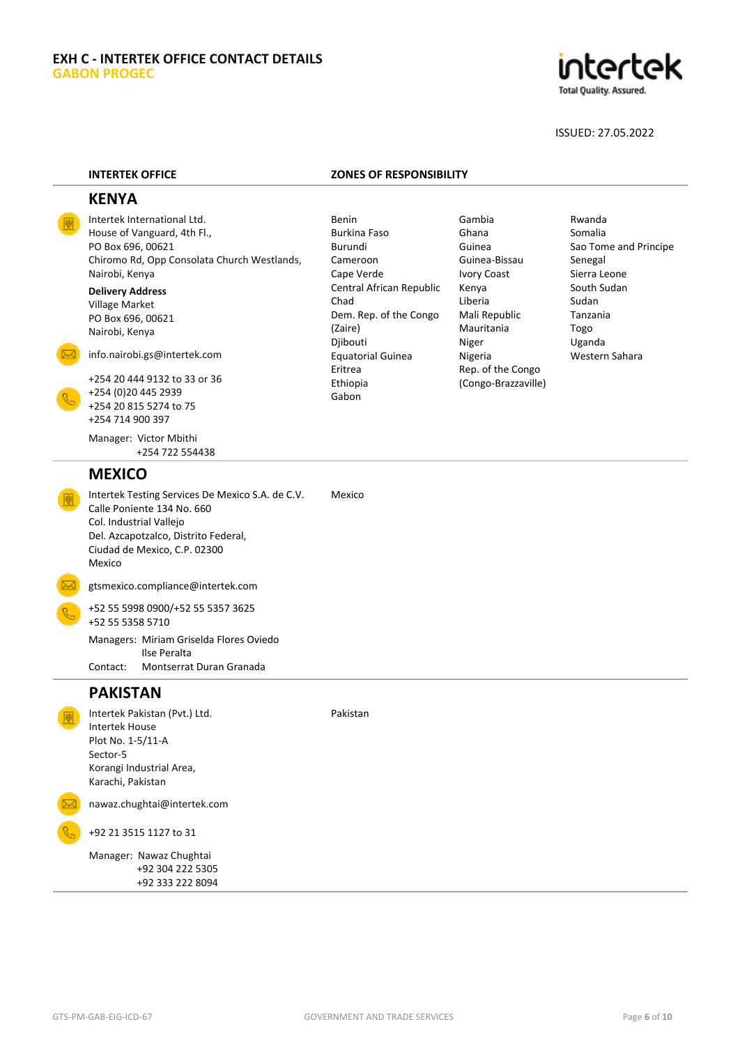**EXH C - INTERTEK OFFICE CONTACT DETAILS**
**GABON PROGEC**

ISSUED: 27.05.2022

| INTERTEK OFFICE | ZONES OF RESPONSIBILITY |
|---|---|
| **KENYA** | |
| Intertek International Ltd.<br>House of Vanguard, 4th Fl.,<br>PO Box 696, 00621<br>Chiromo Rd, Opp Consolata Church Westlands,<br>Nairobi, Kenya<br><br>**Delivery Address**<br>Village Market<br>PO Box 696, 00621<br>Nairobi, Kenya<br><br>info.nairobi.gs@intertek.com<br><br>+254 20 444 9132 to 33 or 36<br>+254 (0)20 445 2939<br>+254 20 815 5274 to 75<br>+254 714 900 397<br><br>Manager: Victor Mbithi<br>+254 722 554438 | Benin<br>Burkina Faso<br>Burundi<br>Cameroon<br>Cape Verde<br>Central African Republic<br>Chad<br>Dem. Rep. of the Congo (Zaire)<br>Djibouti<br>Equatorial Guinea<br>Eritrea<br>Ethiopia<br>Gabon<br>Gambia<br>Ghana<br>Guinea<br>Guinea-Bissau<br>Ivory Coast<br>Kenya<br>Liberia<br>Mali Republic<br>Mauritania<br>Niger<br>Nigeria<br>Rep. of the Congo (Congo-Brazzaville)<br>Rwanda<br>Somalia<br>Sao Tome and Principe<br>Senegal<br>Sierra Leone<br>South Sudan<br>Sudan<br>Tanzania<br>Togo<br>Uganda<br>Western Sahara |
| **MEXICO** | |
| Intertek Testing Services De Mexico S.A. de C.V.<br>Calle Poniente 134 No. 660<br>Col. Industrial Vallejo<br>Del. Azcapotzalco, Distrito Federal,<br>Ciudad de Mexico, C.P. 02300<br>Mexico<br><br>gtsmexico.compliance@intertek.com<br><br>+52 55 5998 0900/+52 55 5357 3625<br>+52 55 5358 5710<br><br>Managers: Miriam Griselda Flores Oviedo<br>Ilse Peralta<br>Contact: Montserrat Duran Granada | Mexico |
| **PAKISTAN** | |
| Intertek Pakistan (Pvt.) Ltd.<br>Intertek House<br>Plot No. 1-5/11-A<br>Sector-5<br>Korangi Industrial Area,<br>Karachi, Pakistan<br><br>nawaz.chughtai@intertek.com<br><br>+92 21 3515 1127 to 31<br><br>Manager: Nawaz Chughtai<br>+92 304 222 5305<br>+92 333 222 8094 | Pakistan |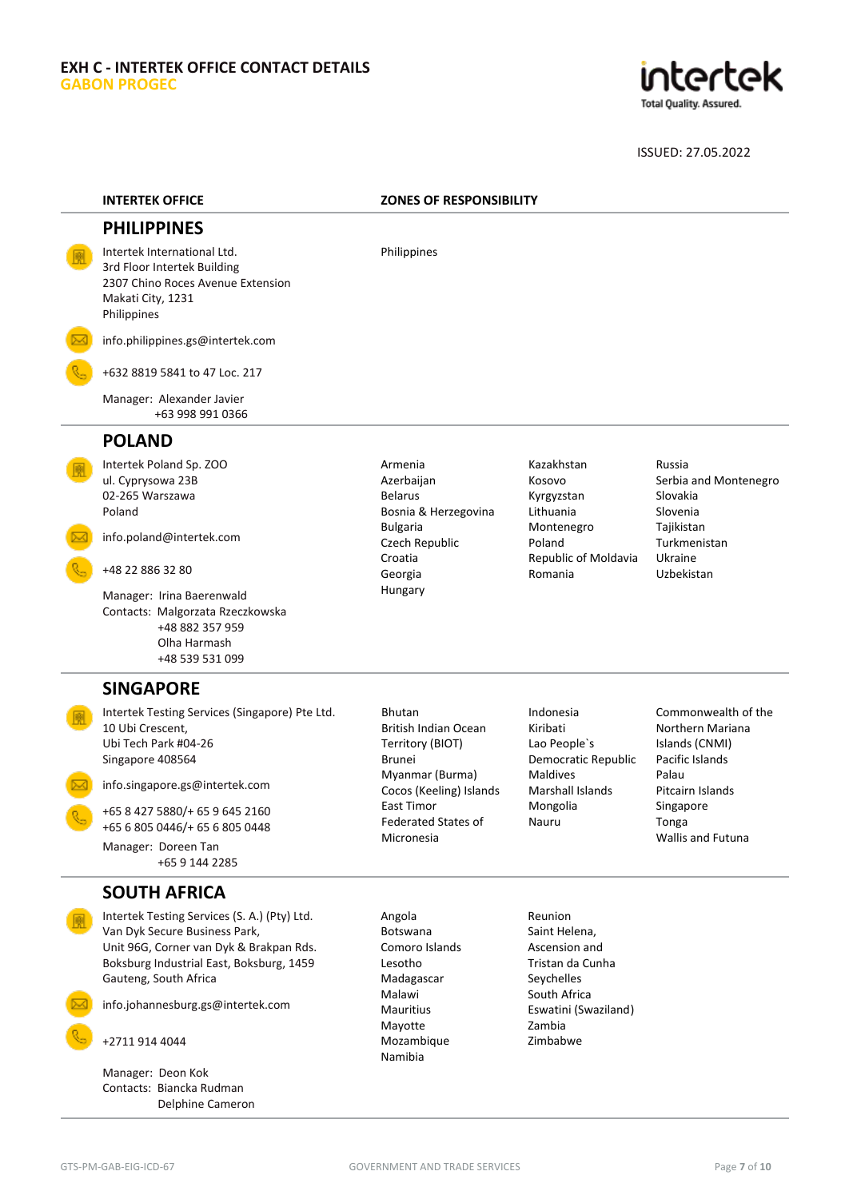**EXH C - INTERTEK OFFICE CONTACT DETAILS**
**GABON PROGEC**

ISSUED: 27.05.2022

| INTERTEK OFFICE | ZONES OF RESPONSIBILITY |
|---|---|

## PHILIPPINES

Intertek International Ltd.
3rd Floor Intertek Building
2307 Chino Roces Avenue Extension
Makati City, 1231
Philippines

info.philippines.gs@intertek.com

+632 8819 5841 to 47 Loc. 217

Manager: Alexander Javier
+63 998 991 0366

**Zones of responsibility:** Philippines

## POLAND

Intertek Poland Sp. ZOO
ul. Cyprysowa 23B
02-265 Warszawa
Poland

info.poland@intertek.com

+48 22 886 32 80

Manager: Irina Baerenwald
Contacts: Malgorzata Rzeczkowska
+48 882 357 959
Olha Harmash
+48 539 531 099

**Zones of responsibility:**

- Armenia
- Azerbaijan
- Belarus
- Bosnia & Herzegovina
- Bulgaria
- Czech Republic
- Croatia
- Georgia
- Hungary
- Kazakhstan
- Kosovo
- Kyrgyzstan
- Lithuania
- Montenegro
- Poland
- Republic of Moldavia
- Romania
- Russia
- Serbia and Montenegro
- Slovakia
- Slovenia
- Tajikistan
- Turkmenistan
- Ukraine
- Uzbekistan

## SINGAPORE

Intertek Testing Services (Singapore) Pte Ltd.
10 Ubi Crescent,
Ubi Tech Park #04-26
Singapore 408564

info.singapore.gs@intertek.com

+65 8 427 5880/+ 65 9 645 2160
+65 6 805 0446/+ 65 6 805 0448

Manager: Doreen Tan
+65 9 144 2285

**Zones of responsibility:**

- Bhutan
- British Indian Ocean Territory (BIOT)
- Brunei
- Myanmar (Burma)
- Cocos (Keeling) Islands
- East Timor
- Federated States of Micronesia
- Indonesia
- Kiribati
- Lao People`s Democratic Republic
- Maldives
- Marshall Islands
- Mongolia
- Nauru
- Commonwealth of the Northern Mariana Islands (CNMI)
- Pacific Islands
- Palau
- Pitcairn Islands
- Singapore
- Tonga
- Wallis and Futuna

## SOUTH AFRICA

Intertek Testing Services (S. A.) (Pty) Ltd.
Van Dyk Secure Business Park,
Unit 96G, Corner van Dyk & Brakpan Rds.
Boksburg Industrial East, Boksburg, 1459
Gauteng, South Africa

info.johannesburg.gs@intertek.com

+2711 914 4044

Manager: Deon Kok
Contacts: Biancka Rudman
Delphine Cameron

**Zones of responsibility:**

- Angola
- Botswana
- Comoro Islands
- Lesotho
- Madagascar
- Malawi
- Mauritius
- Mayotte
- Mozambique
- Namibia
- Reunion
- Saint Helena, Ascension and Tristan da Cunha
- Seychelles
- South Africa
- Eswatini (Swaziland)
- Zambia
- Zimbabwe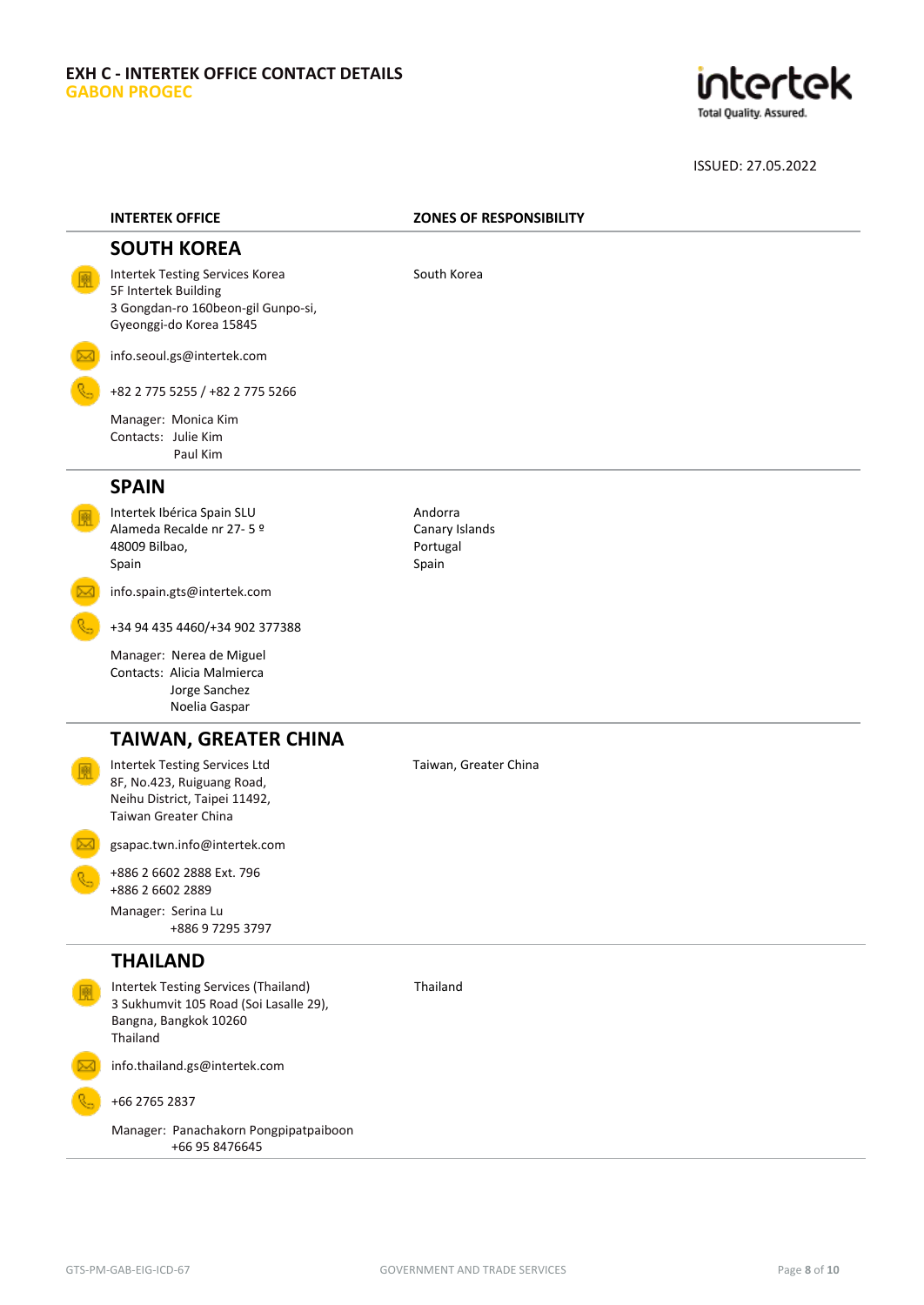# EXH C - INTERTEK OFFICE CONTACT DETAILS

## GABON PROGEC

ISSUED: 27.05.2022

| INTERTEK OFFICE | ZONES OF RESPONSIBILITY |
|---|---|
| **SOUTH KOREA** | |
| Intertek Testing Services Korea<br>5F Intertek Building<br>3 Gongdan-ro 160beon-gil Gunpo-si,<br>Gyeonggi-do Korea 15845 | South Korea |
| info.seoul.gs@intertek.com | |
| +82 2 775 5255 / +82 2 775 5266 | |
| Manager: Monica Kim<br>Contacts: Julie Kim<br>Paul Kim | |
| **SPAIN** | |
| Intertek Ibérica Spain SLU<br>Alameda Recalde nr 27- 5 º<br>48009 Bilbao,<br>Spain | Andorra<br>Canary Islands<br>Portugal<br>Spain |
| info.spain.gts@intertek.com | |
| +34 94 435 4460/+34 902 377388 | |
| Manager: Nerea de Miguel<br>Contacts: Alicia Malmierca<br>Jorge Sanchez<br>Noelia Gaspar | |
| **TAIWAN, GREATER CHINA** | |
| Intertek Testing Services Ltd<br>8F, No.423, Ruiguang Road,<br>Neihu District, Taipei 11492,<br>Taiwan Greater China | Taiwan, Greater China |
| gsapac.twn.info@intertek.com | |
| +886 2 6602 2888 Ext. 796<br>+886 2 6602 2889 | |
| Manager: Serina Lu<br>+886 9 7295 3797 | |
| **THAILAND** | |
| Intertek Testing Services (Thailand)<br>3 Sukhumvit 105 Road (Soi Lasalle 29),<br>Bangna, Bangkok 10260<br>Thailand | Thailand |
| info.thailand.gs@intertek.com | |
| +66 2765 2837 | |
| Manager: Panachakorn Pongpipatpaiboon<br>+66 95 8476645 | |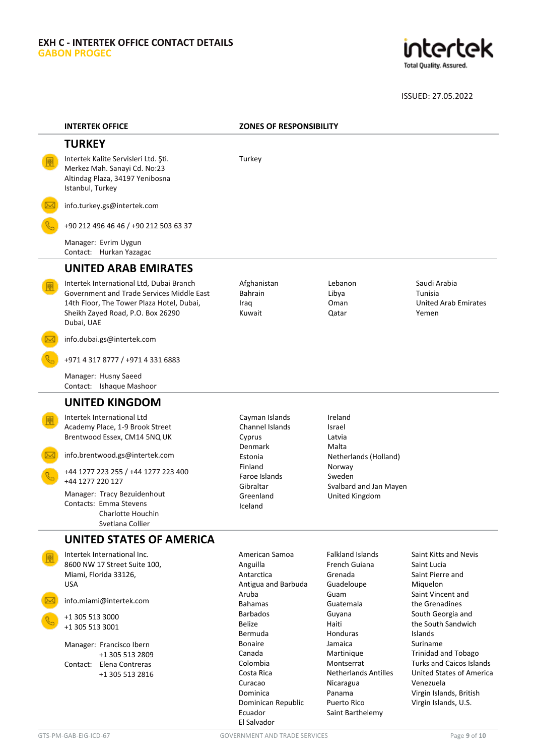**EXH C - INTERTEK OFFICE CONTACT DETAILS**
**GABON PROGEC**

ISSUED: 27.05.2022

| INTERTEK OFFICE | ZONES OF RESPONSIBILITY |
|---|---|

## TURKEY

Intertek Kalite Servisleri Ltd. Şti.
Merkez Mah. Sanayi Cd. No:23
Altindag Plaza, 34197 Yenibosna
Istanbul, Turkey

info.turkey.gs@intertek.com

+90 212 496 46 46 / +90 212 503 63 37

Manager: Evrim Uygun
Contact: Hurkan Yazagac

**Zones of responsibility:** Turkey

## UNITED ARAB EMIRATES

Intertek International Ltd, Dubai Branch
Government and Trade Services Middle East
14th Floor, The Tower Plaza Hotel, Dubai,
Sheikh Zayed Road, P.O. Box 26290
Dubai, UAE

info.dubai.gs@intertek.com

+971 4 317 8777 / +971 4 331 6883

Manager: Husny Saeed
Contact: Ishaque Mashoor

**Zones of responsibility:**

- Afghanistan
- Bahrain
- Iraq
- Kuwait
- Lebanon
- Libya
- Oman
- Qatar
- Saudi Arabia
- Tunisia
- United Arab Emirates
- Yemen

## UNITED KINGDOM

Intertek International Ltd
Academy Place, 1-9 Brook Street
Brentwood Essex, CM14 5NQ UK

info.brentwood.gs@intertek.com

+44 1277 223 255 / +44 1277 223 400
+44 1277 220 127

Manager: Tracy Bezuidenhout
Contacts: Emma Stevens
Charlotte Houchin
Svetlana Collier

**Zones of responsibility:**

- Cayman Islands
- Channel Islands
- Cyprus
- Denmark
- Estonia
- Finland
- Faroe Islands
- Gibraltar
- Greenland
- Iceland
- Ireland
- Israel
- Latvia
- Malta
- Netherlands (Holland)
- Norway
- Sweden
- Svalbard and Jan Mayen
- United Kingdom

## UNITED STATES OF AMERICA

Intertek International Inc.
8600 NW 17 Street Suite 100,
Miami, Florida 33126,
USA

info.miami@intertek.com

+1 305 513 3000
+1 305 513 3001

Manager: Francisco Ibern
+1 305 513 2809
Contact: Elena Contreras
+1 305 513 2816

**Zones of responsibility:**

- American Samoa
- Anguilla
- Antarctica
- Antigua and Barbuda
- Aruba
- Bahamas
- Barbados
- Belize
- Bermuda
- Bonaire
- Canada
- Colombia
- Costa Rica
- Curacao
- Dominica
- Dominican Republic
- Ecuador
- El Salvador
- Falkland Islands
- French Guiana
- Grenada
- Guadeloupe
- Guam
- Guatemala
- Guyana
- Haiti
- Honduras
- Jamaica
- Martinique
- Montserrat
- Netherlands Antilles
- Nicaragua
- Panama
- Puerto Rico
- Saint Barthelemy
- Saint Kitts and Nevis
- Saint Lucia
- Saint Pierre and Miquelon
- Saint Vincent and the Grenadines
- South Georgia and the South Sandwich Islands
- Suriname
- Trinidad and Tobago
- Turks and Caicos Islands
- United States of America
- Venezuela
- Virgin Islands, British
- Virgin Islands, U.S.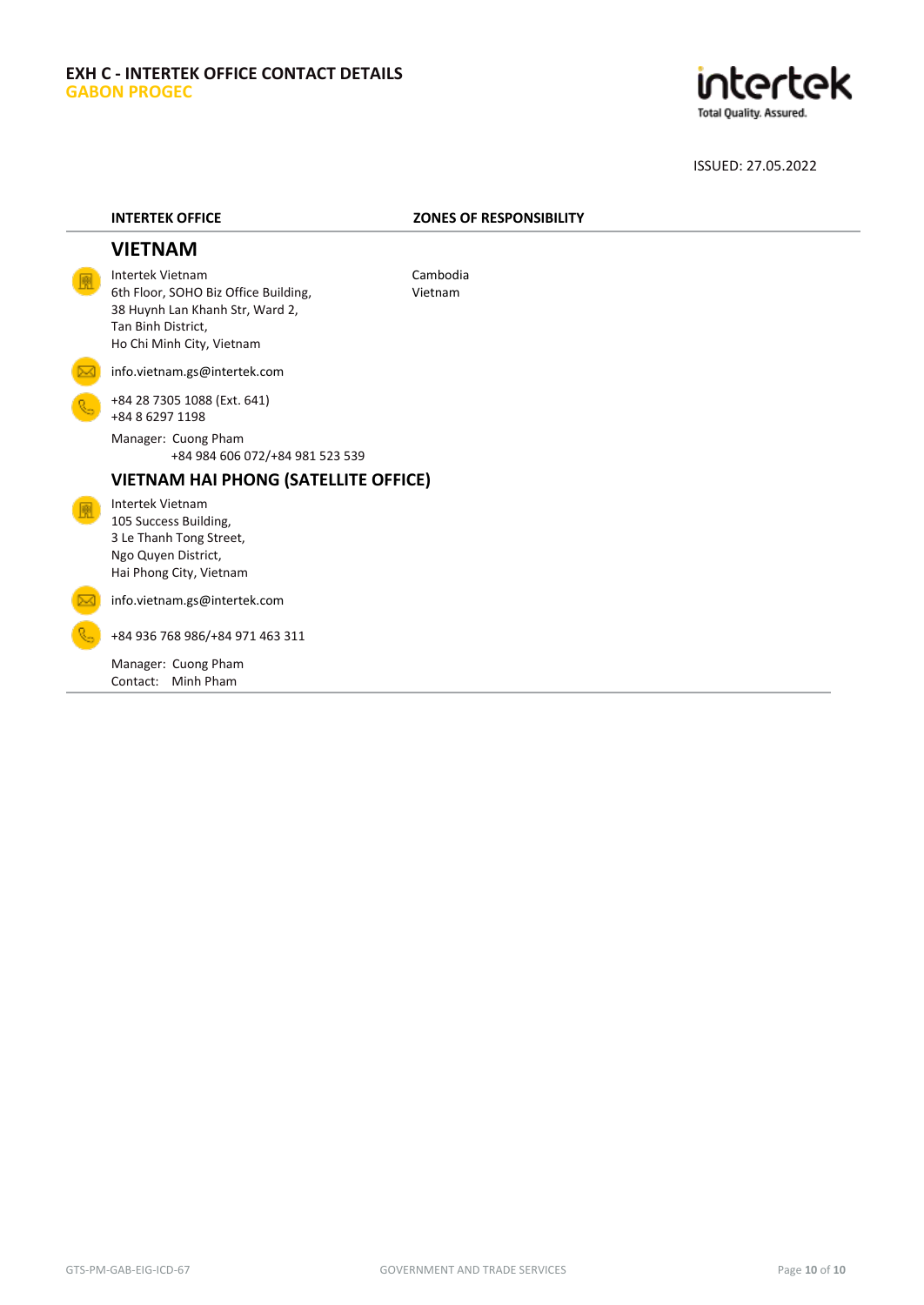**EXH C - INTERTEK OFFICE CONTACT DETAILS**
**GABON PROGEC**

ISSUED: 27.05.2022

| INTERTEK OFFICE | ZONES OF RESPONSIBILITY |
|---|---|
| **VIETNAM**<br>Intertek Vietnam<br>6th Floor, SOHO Biz Office Building,<br>38 Huynh Lan Khanh Str, Ward 2,<br>Tan Binh District,<br>Ho Chi Minh City, Vietnam<br>info.vietnam.gs@intertek.com<br>+84 28 7305 1088 (Ext. 641)<br>+84 8 6297 1198<br>Manager: Cuong Pham<br>+84 984 606 072/+84 981 523 539 | Cambodia<br>Vietnam |
| **VIETNAM HAI PHONG (SATELLITE OFFICE)**<br>Intertek Vietnam<br>105 Success Building,<br>3 Le Thanh Tong Street,<br>Ngo Quyen District,<br>Hai Phong City, Vietnam<br>info.vietnam.gs@intertek.com<br>+84 936 768 986/+84 971 463 311<br>Manager: Cuong Pham<br>Contact: Minh Pham | |